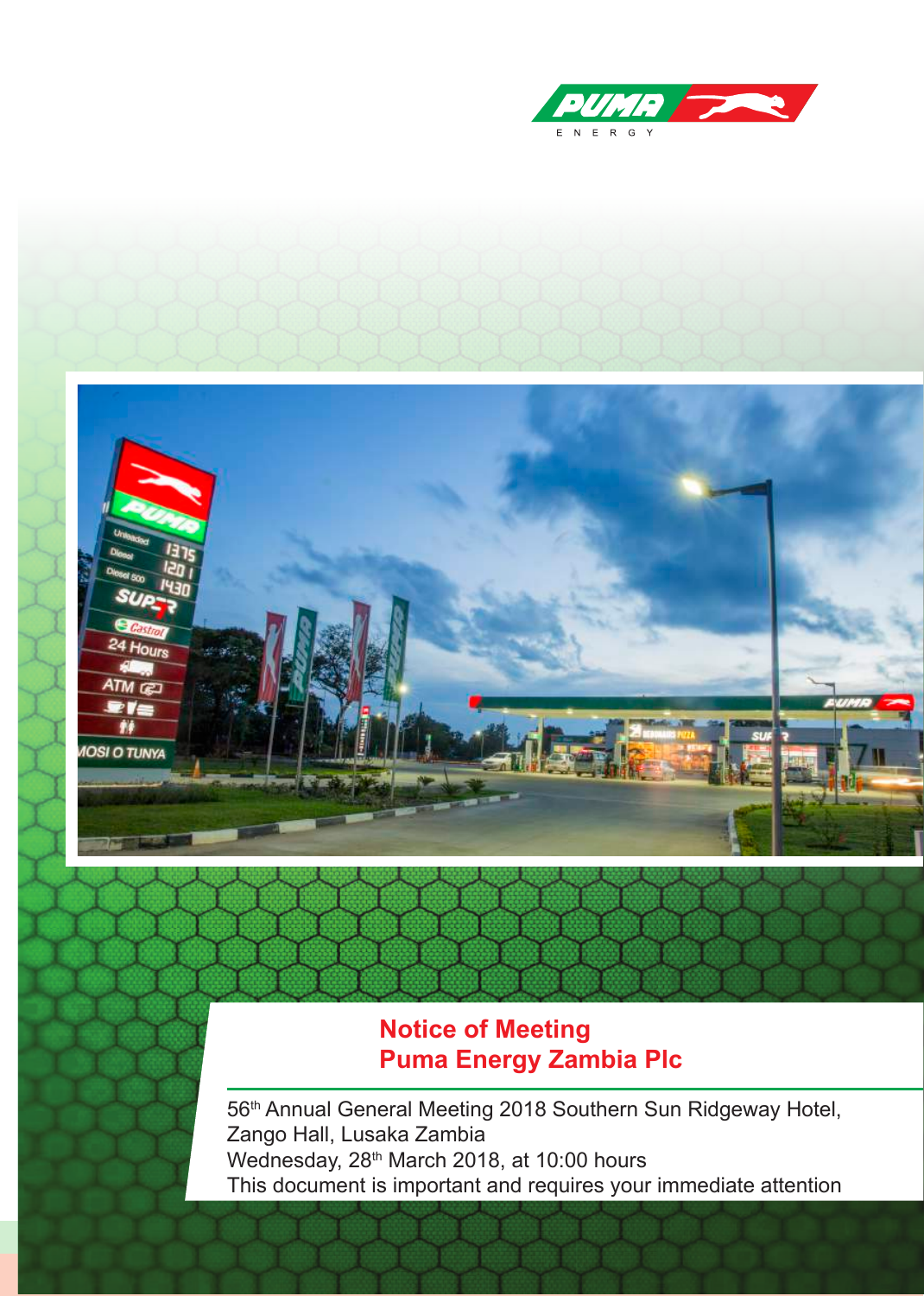# Notice of Meeting
# Puma Energy Zambia Plc

56th Annual General Meeting 2018 Southern Sun Ridgeway Hotel, Zango Hall, Lusaka Zambia

Wednesday, 28th March 2018, at 10:00 hours

This document is important and requires your immediate attention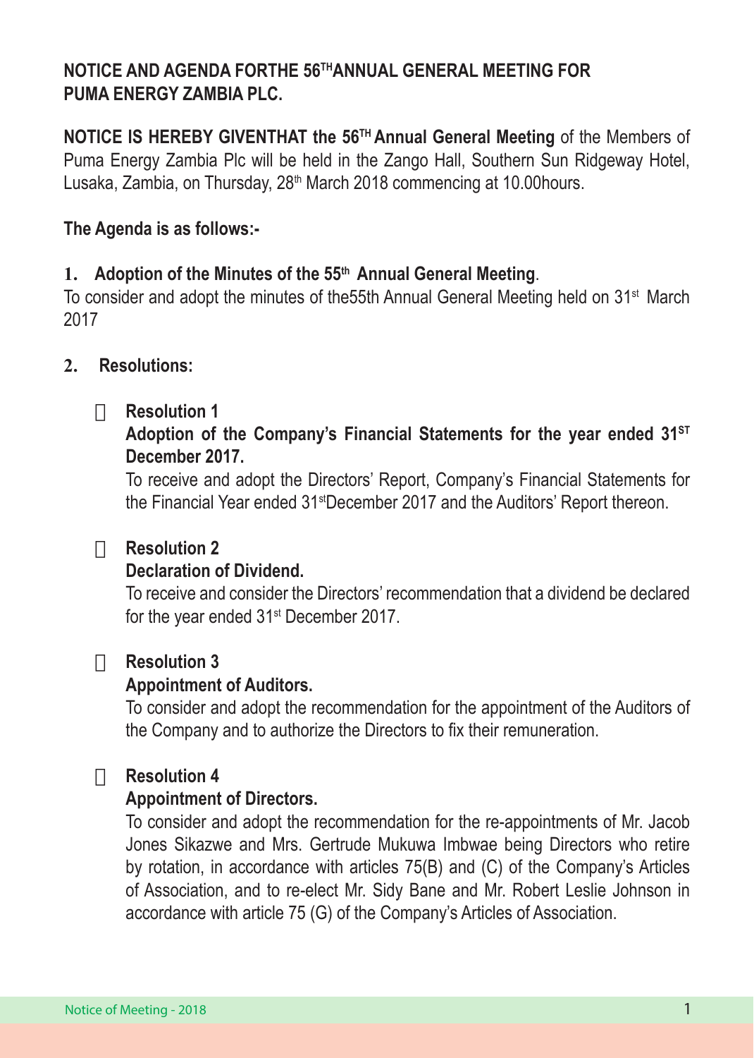## NOTICE AND AGENDA FORTHE 56TH ANNUAL GENERAL MEETING FOR PUMA ENERGY ZAMBIA PLC.

**NOTICE IS HEREBY GIVENTHAT the 56TH Annual General Meeting** of the Members of Puma Energy Zambia Plc will be held in the Zango Hall, Southern Sun Ridgeway Hotel, Lusaka, Zambia, on Thursday, 28th March 2018 commencing at 10.00hours.

**The Agenda is as follows:-**

**1. Adoption of the Minutes of the 55th Annual General Meeting**.

To consider and adopt the minutes of the55th Annual General Meeting held on 31st March 2017

**2. Resolutions:**

- **Resolution 1**
  **Adoption of the Company's Financial Statements for the year ended 31ST December 2017.**
  To receive and adopt the Directors' Report, Company's Financial Statements for the Financial Year ended 31stDecember 2017 and the Auditors' Report thereon.

- **Resolution 2**
  **Declaration of Dividend.**
  To receive and consider the Directors' recommendation that a dividend be declared for the year ended 31st December 2017.

- **Resolution 3**
  **Appointment of Auditors.**
  To consider and adopt the recommendation for the appointment of the Auditors of the Company and to authorize the Directors to fix their remuneration.

- **Resolution 4**
  **Appointment of Directors.**
  To consider and adopt the recommendation for the re-appointments of Mr. Jacob Jones Sikazwe and Mrs. Gertrude Mukuwa Imbwae being Directors who retire by rotation, in accordance with articles 75(B) and (C) of the Company's Articles of Association, and to re-elect Mr. Sidy Bane and Mr. Robert Leslie Johnson in accordance with article 75 (G) of the Company's Articles of Association.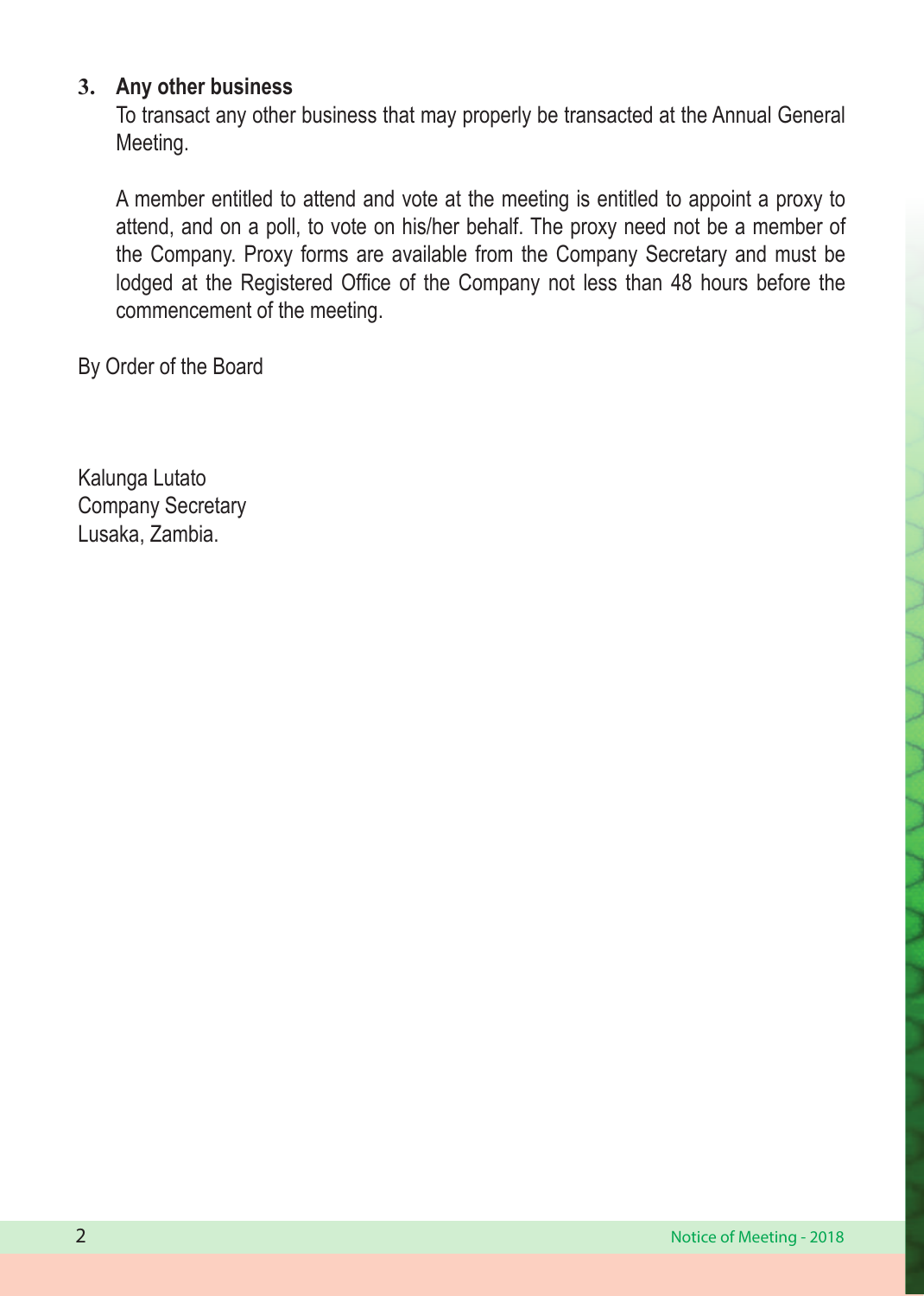### 3. Any other business

To transact any other business that may properly be transacted at the Annual General Meeting.

A member entitled to attend and vote at the meeting is entitled to appoint a proxy to attend, and on a poll, to vote on his/her behalf. The proxy need not be a member of the Company. Proxy forms are available from the Company Secretary and must be lodged at the Registered Office of the Company not less than 48 hours before the commencement of the meeting.

By Order of the Board

Kalunga Lutato  
Company Secretary  
Lusaka, Zambia.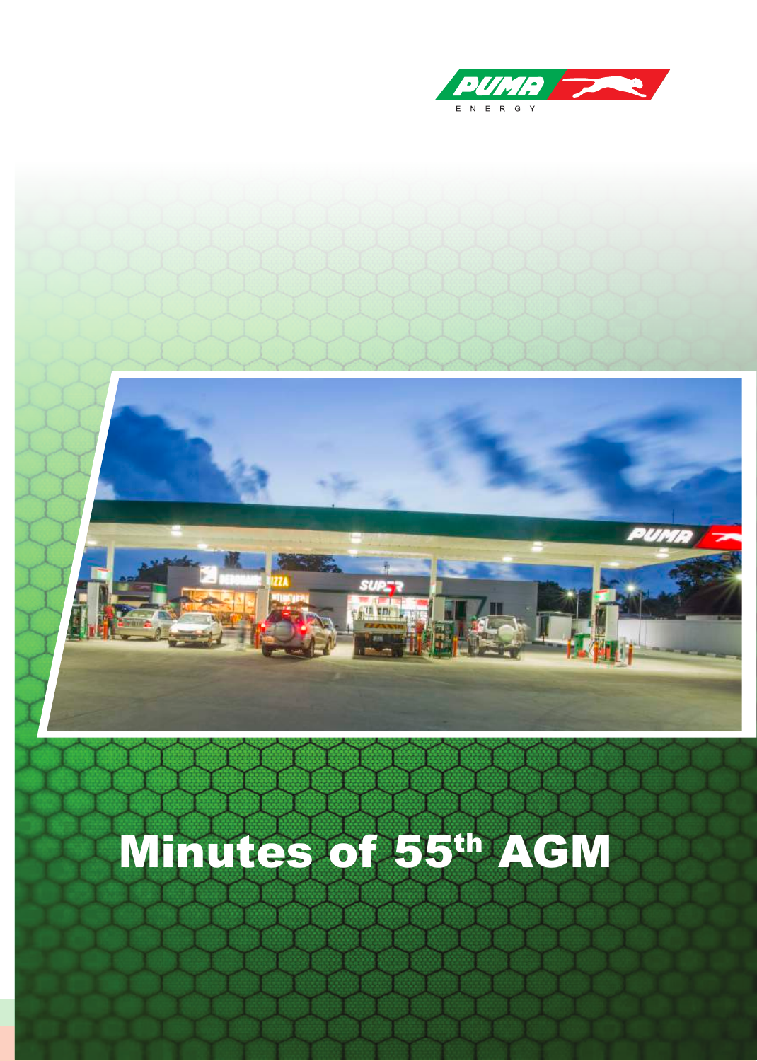# Minutes of 55th AGM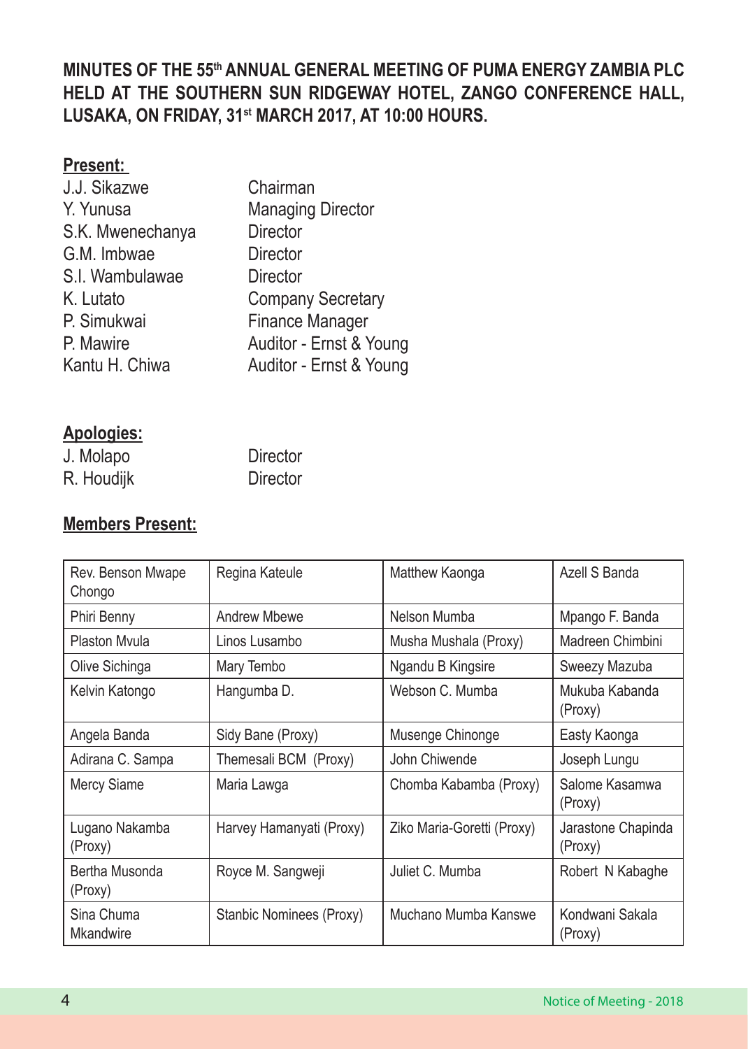**MINUTES OF THE 55[th] ANNUAL GENERAL MEETING OF PUMA ENERGY ZAMBIA PLC HELD AT THE SOUTHERN SUN RIDGEWAY HOTEL, ZANGO CONFERENCE HALL, LUSAKA, ON FRIDAY, 31[st] MARCH 2017, AT 10:00 HOURS.**

**Present:**

| | |
|---|---|
| J.J. Sikazwe | Chairman |
| Y. Yunusa | Managing Director |
| S.K. Mwenechanya | Director |
| G.M. Imbwae | Director |
| S.I. Wambulawae | Director |
| K. Lutato | Company Secretary |
| P. Simukwai | Finance Manager |
| P. Mawire | Auditor - Ernst & Young |
| Kantu H. Chiwa | Auditor - Ernst & Young |

**Apologies:**

| | |
|---|---|
| J. Molapo | Director |
| R. Houdijk | Director |

**Members Present:**

| | | | |
|---|---|---|---|
| Rev. Benson Mwape Chongo | Regina Kateule | Matthew Kaonga | Azell S Banda |
| Phiri Benny | Andrew Mbewe | Nelson Mumba | Mpango F. Banda |
| Plaston Mvula | Linos Lusambo | Musha Mushala (Proxy) | Madreen Chimbini |
| Olive Sichinga | Mary Tembo | Ngandu B Kingsire | Sweezy Mazuba |
| Kelvin Katongo | Hangumba D. | Webson C. Mumba | Mukuba Kabanda (Proxy) |
| Angela Banda | Sidy Bane (Proxy) | Musenge Chinonge | Easty Kaonga |
| Adirana C. Sampa | Themesali BCM (Proxy) | John Chiwende | Joseph Lungu |
| Mercy Siame | Maria Lawga | Chomba Kabamba (Proxy) | Salome Kasamwa (Proxy) |
| Lugano Nakamba (Proxy) | Harvey Hamanyati (Proxy) | Ziko Maria-Goretti (Proxy) | Jarastone Chapinda (Proxy) |
| Bertha Musonda (Proxy) | Royce M. Sangweji | Juliet C. Mumba | Robert N Kabaghe |
| Sina Chuma Mkandwire | Stanbic Nominees (Proxy) | Muchano Mumba Kanswe | Kondwani Sakala (Proxy) |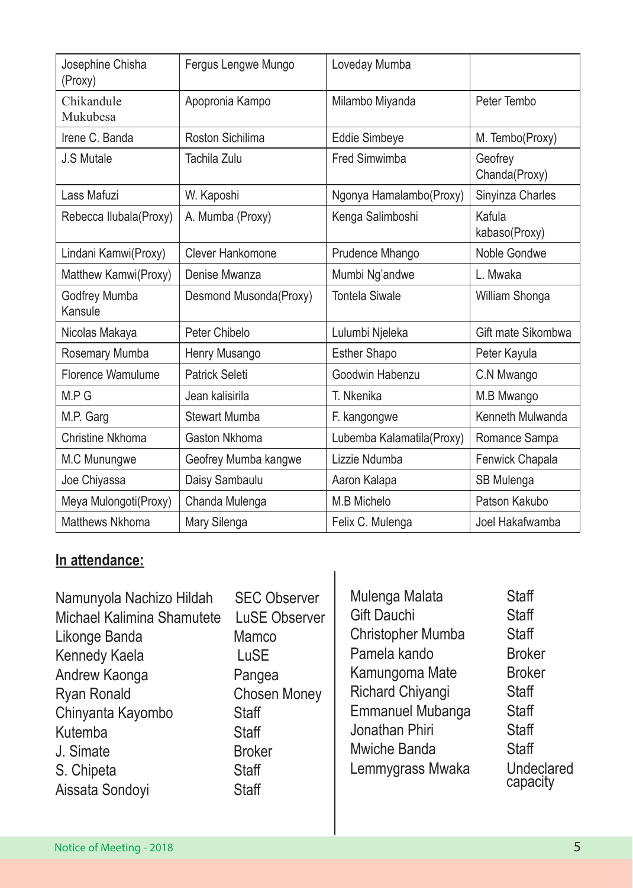| | | | |
|---|---|---|---|
| Josephine Chisha (Proxy) | Fergus Lengwe Mungo | Loveday Mumba | |
| Chikandule Mukubesa | Apopronia Kampo | Milambo Miyanda | Peter Tembo |
| Irene C. Banda | Roston Sichilima | Eddie Simbeye | M. Tembo(Proxy) |
| J.S Mutale | Tachila Zulu | Fred Simwimba | Geofrey Chanda(Proxy) |
| Lass Mafuzi | W. Kaposhi | Ngonya Hamalambo(Proxy) | Sinyinza Charles |
| Rebecca Ilubala(Proxy) | A. Mumba (Proxy) | Kenga Salimboshi | Kafula kabaso(Proxy) |
| Lindani Kamwi(Proxy) | Clever Hankomone | Prudence Mhango | Noble Gondwe |
| Matthew Kamwi(Proxy) | Denise Mwanza | Mumbi Ng'andwe | L. Mwaka |
| Godfrey Mumba Kansule | Desmond Musonda(Proxy) | Tontela Siwale | William Shonga |
| Nicolas Makaya | Peter Chibelo | Lulumbi Njeleka | Gift mate Sikombwa |
| Rosemary Mumba | Henry Musango | Esther Shapo | Peter Kayula |
| Florence Wamulume | Patrick Seleti | Goodwin Habenzu | C.N Mwango |
| M.P G | Jean kalisirila | T. Nkenika | M.B Mwango |
| M.P. Garg | Stewart Mumba | F. kangongwe | Kenneth Mulwanda |
| Christine Nkhoma | Gaston Nkhoma | Lubemba Kalamatila(Proxy) | Romance Sampa |
| M.C Munungwe | Geofrey Mumba kangwe | Lizzie Ndumba | Fenwick Chapala |
| Joe Chiyassa | Daisy Sambaulu | Aaron Kalapa | SB Mulenga |
| Meya Mulongoti(Proxy) | Chanda Mulenga | M.B Michelo | Patson Kakubo |
| Matthews Nkhoma | Mary Silenga | Felix C. Mulenga | Joel Hakafwamba |

**In attendance:**

| | |
|---|---|
| Namunyola Nachizo Hildah | SEC Observer |
| Michael Kalimina Shamutete | LuSE Observer |
| Likonge Banda | Mamco |
| Kennedy Kaela | LuSE |
| Andrew Kaonga | Pangea |
| Ryan Ronald | Chosen Money |
| Chinyanta Kayombo | Staff |
| Kutemba | Staff |
| J. Simate | Broker |
| S. Chipeta | Staff |
| Aissata Sondoyi | Staff |
| Mulenga Malata | Staff |
| Gift Dauchi | Staff |
| Christopher Mumba | Staff |
| Pamela kando | Broker |
| Kamungoma Mate | Broker |
| Richard Chiyangi | Staff |
| Emmanuel Mubanga | Staff |
| Jonathan Phiri | Staff |
| Mwiche Banda | Staff |
| Lemmygrass Mwaka | Undeclared capacity |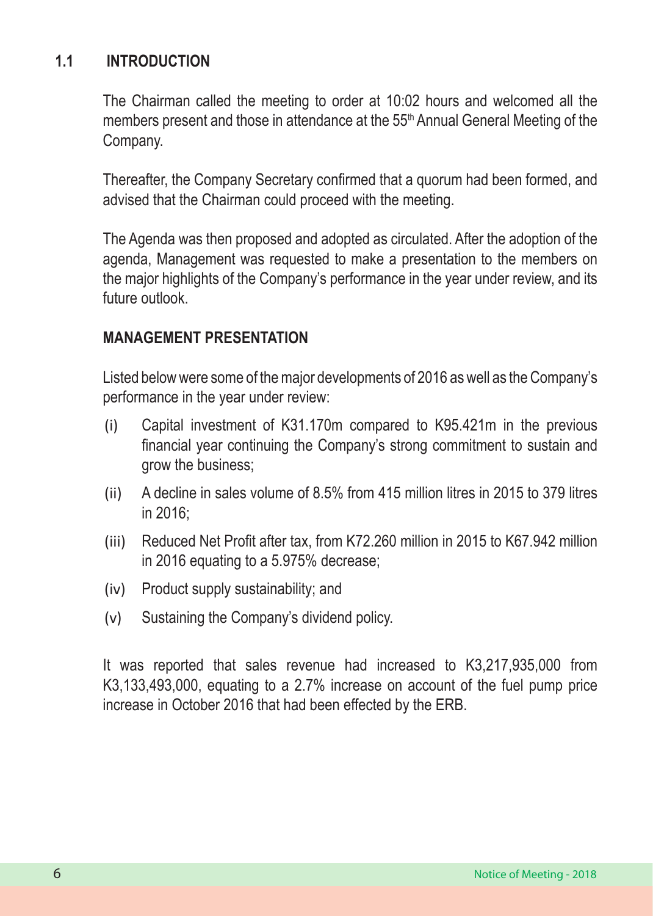## 1.1 INTRODUCTION

The Chairman called the meeting to order at 10:02 hours and welcomed all the members present and those in attendance at the 55th Annual General Meeting of the Company.

Thereafter, the Company Secretary confirmed that a quorum had been formed, and advised that the Chairman could proceed with the meeting.

The Agenda was then proposed and adopted as circulated. After the adoption of the agenda, Management was requested to make a presentation to the members on the major highlights of the Company's performance in the year under review, and its future outlook.

### MANAGEMENT PRESENTATION

Listed below were some of the major developments of 2016 as well as the Company's performance in the year under review:

(i) Capital investment of K31.170m compared to K95.421m in the previous financial year continuing the Company's strong commitment to sustain and grow the business;

(ii) A decline in sales volume of 8.5% from 415 million litres in 2015 to 379 litres in 2016;

(iii) Reduced Net Profit after tax, from K72.260 million in 2015 to K67.942 million in 2016 equating to a 5.975% decrease;

(iv) Product supply sustainability; and

(v) Sustaining the Company's dividend policy.

It was reported that sales revenue had increased to K3,217,935,000 from K3,133,493,000, equating to a 2.7% increase on account of the fuel pump price increase in October 2016 that had been effected by the ERB.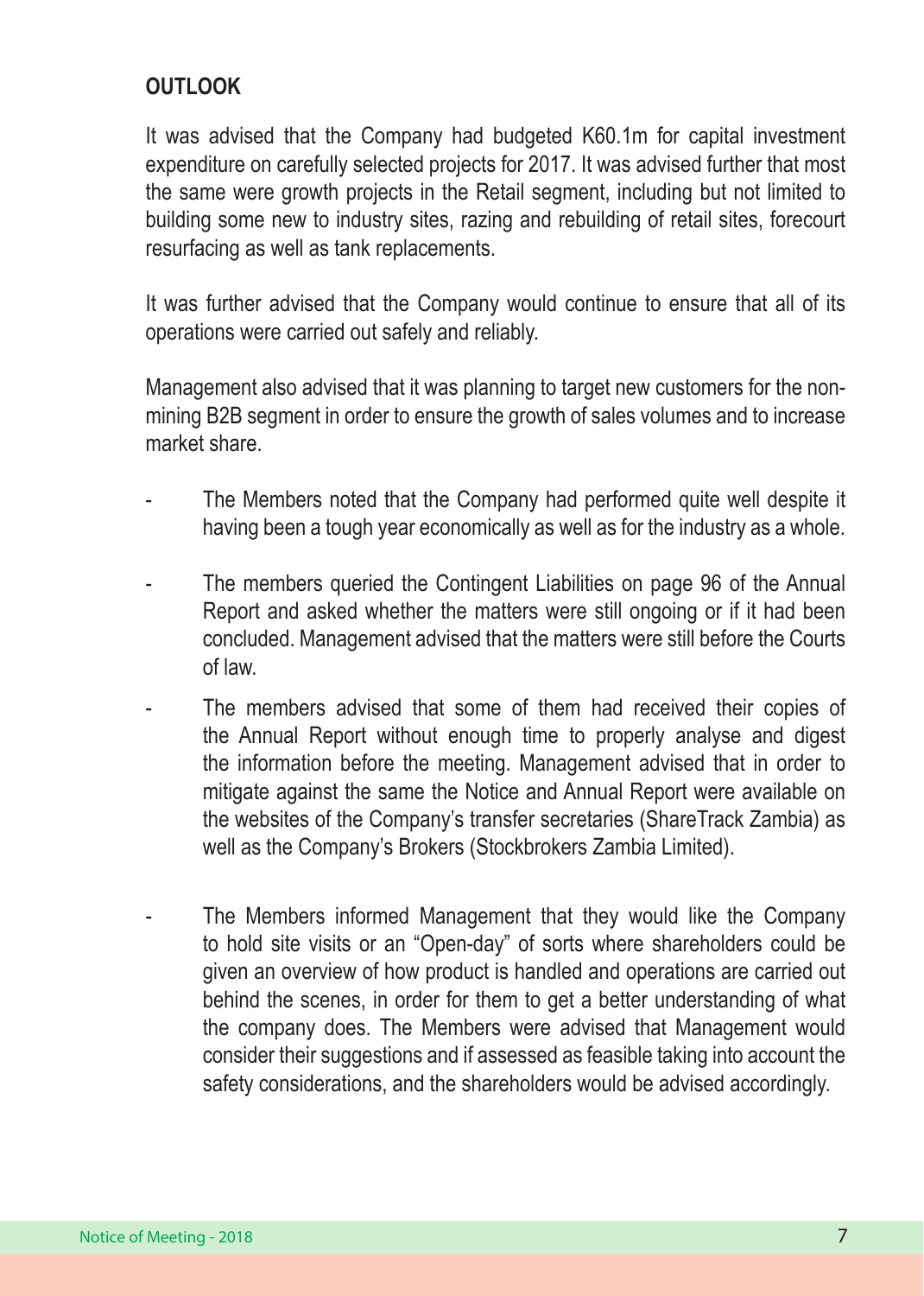## OUTLOOK

It was advised that the Company had budgeted K60.1m for capital investment expenditure on carefully selected projects for 2017. It was advised further that most the same were growth projects in the Retail segment, including but not limited to building some new to industry sites, razing and rebuilding of retail sites, forecourt resurfacing as well as tank replacements.

It was further advised that the Company would continue to ensure that all of its operations were carried out safely and reliably.

Management also advised that it was planning to target new customers for the non-mining B2B segment in order to ensure the growth of sales volumes and to increase market share.

- The Members noted that the Company had performed quite well despite it having been a tough year economically as well as for the industry as a whole.
- The members queried the Contingent Liabilities on page 96 of the Annual Report and asked whether the matters were still ongoing or if it had been concluded. Management advised that the matters were still before the Courts of law.
- The members advised that some of them had received their copies of the Annual Report without enough time to properly analyse and digest the information before the meeting. Management advised that in order to mitigate against the same the Notice and Annual Report were available on the websites of the Company's transfer secretaries (ShareTrack Zambia) as well as the Company's Brokers (Stockbrokers Zambia Limited).
- The Members informed Management that they would like the Company to hold site visits or an "Open-day" of sorts where shareholders could be given an overview of how product is handled and operations are carried out behind the scenes, in order for them to get a better understanding of what the company does. The Members were advised that Management would consider their suggestions and if assessed as feasible taking into account the safety considerations, and the shareholders would be advised accordingly.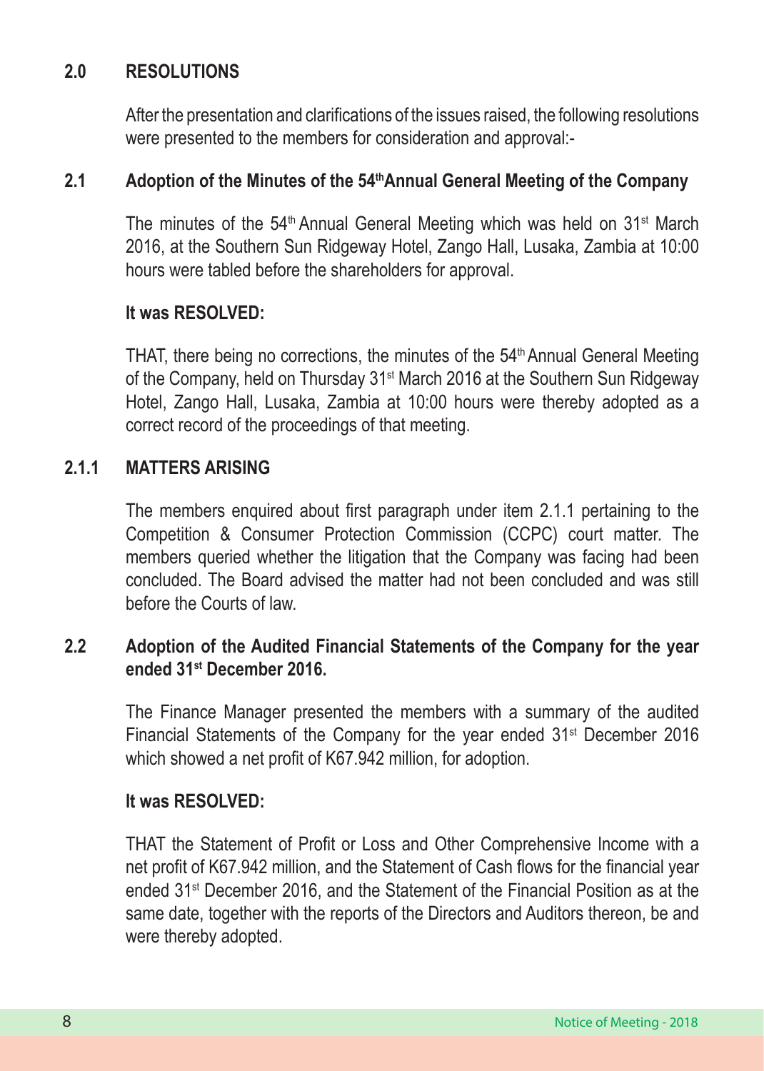## 2.0 RESOLUTIONS

After the presentation and clarifications of the issues raised, the following resolutions were presented to the members for consideration and approval:-

### 2.1 Adoption of the Minutes of the 54th Annual General Meeting of the Company

The minutes of the 54th Annual General Meeting which was held on 31st March 2016, at the Southern Sun Ridgeway Hotel, Zango Hall, Lusaka, Zambia at 10:00 hours were tabled before the shareholders for approval.

**It was RESOLVED:**

THAT, there being no corrections, the minutes of the 54th Annual General Meeting of the Company, held on Thursday 31st March 2016 at the Southern Sun Ridgeway Hotel, Zango Hall, Lusaka, Zambia at 10:00 hours were thereby adopted as a correct record of the proceedings of that meeting.

#### 2.1.1 MATTERS ARISING

The members enquired about first paragraph under item 2.1.1 pertaining to the Competition & Consumer Protection Commission (CCPC) court matter. The members queried whether the litigation that the Company was facing had been concluded. The Board advised the matter had not been concluded and was still before the Courts of law.

### 2.2 Adoption of the Audited Financial Statements of the Company for the year ended 31st December 2016.

The Finance Manager presented the members with a summary of the audited Financial Statements of the Company for the year ended 31st December 2016 which showed a net profit of K67.942 million, for adoption.

**It was RESOLVED:**

THAT the Statement of Profit or Loss and Other Comprehensive Income with a net profit of K67.942 million, and the Statement of Cash flows for the financial year ended 31st December 2016, and the Statement of the Financial Position as at the same date, together with the reports of the Directors and Auditors thereon, be and were thereby adopted.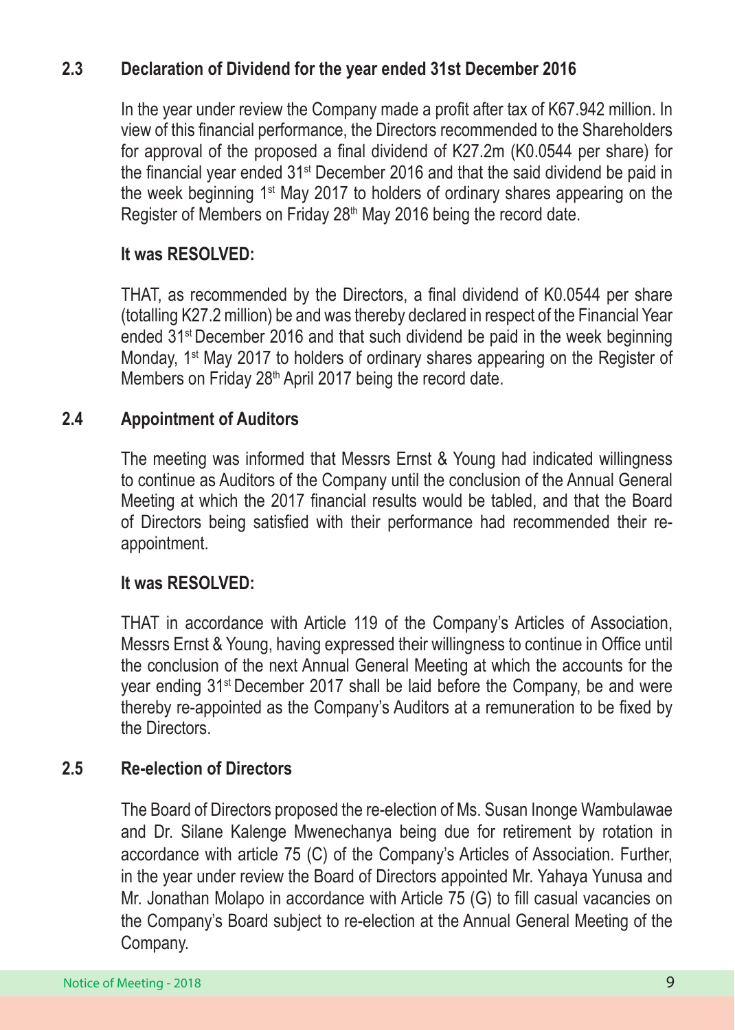### 2.3 Declaration of Dividend for the year ended 31st December 2016

In the year under review the Company made a profit after tax of K67.942 million. In view of this financial performance, the Directors recommended to the Shareholders for approval of the proposed a final dividend of K27.2m (K0.0544 per share) for the financial year ended 31st December 2016 and that the said dividend be paid in the week beginning 1st May 2017 to holders of ordinary shares appearing on the Register of Members on Friday 28th May 2016 being the record date.

**It was RESOLVED:**

THAT, as recommended by the Directors, a final dividend of K0.0544 per share (totalling K27.2 million) be and was thereby declared in respect of the Financial Year ended 31st December 2016 and that such dividend be paid in the week beginning Monday, 1st May 2017 to holders of ordinary shares appearing on the Register of Members on Friday 28th April 2017 being the record date.

### 2.4 Appointment of Auditors

The meeting was informed that Messrs Ernst & Young had indicated willingness to continue as Auditors of the Company until the conclusion of the Annual General Meeting at which the 2017 financial results would be tabled, and that the Board of Directors being satisfied with their performance had recommended their re-appointment.

**It was RESOLVED:**

THAT in accordance with Article 119 of the Company's Articles of Association, Messrs Ernst & Young, having expressed their willingness to continue in Office until the conclusion of the next Annual General Meeting at which the accounts for the year ending 31st December 2017 shall be laid before the Company, be and were thereby re-appointed as the Company's Auditors at a remuneration to be fixed by the Directors.

### 2.5 Re-election of Directors

The Board of Directors proposed the re-election of Ms. Susan Inonge Wambulawae and Dr. Silane Kalenge Mwenechanya being due for retirement by rotation in accordance with article 75 (C) of the Company's Articles of Association. Further, in the year under review the Board of Directors appointed Mr. Yahaya Yunusa and Mr. Jonathan Molapo in accordance with Article 75 (G) to fill casual vacancies on the Company's Board subject to re-election at the Annual General Meeting of the Company.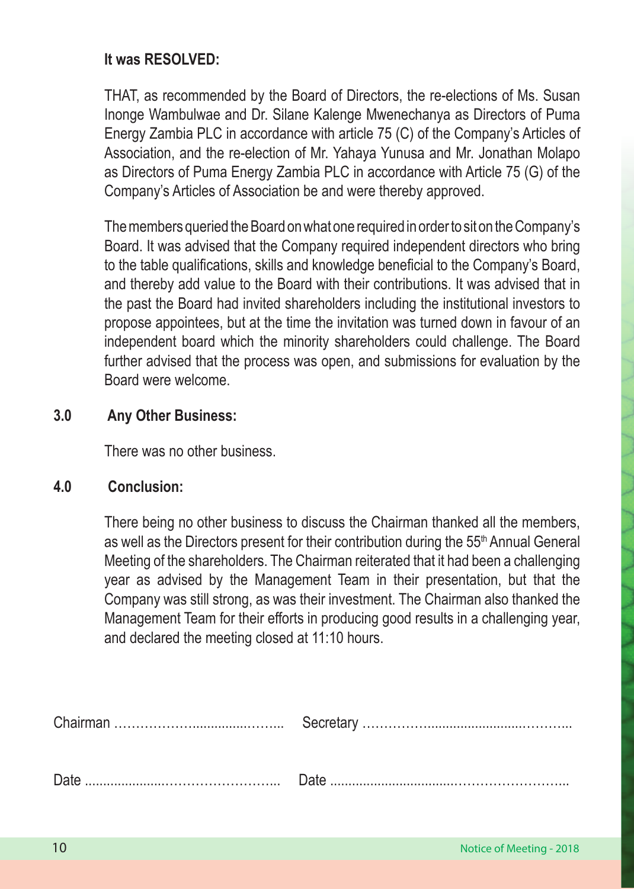**It was RESOLVED:**

THAT, as recommended by the Board of Directors, the re-elections of Ms. Susan Inonge Wambulwae and Dr. Silane Kalenge Mwenechanya as Directors of Puma Energy Zambia PLC in accordance with article 75 (C) of the Company's Articles of Association, and the re-election of Mr. Yahaya Yunusa and Mr. Jonathan Molapo as Directors of Puma Energy Zambia PLC in accordance with Article 75 (G) of the Company's Articles of Association be and were thereby approved.

The members queried the Board on what one required in order to sit on the Company's Board. It was advised that the Company required independent directors who bring to the table qualifications, skills and knowledge beneficial to the Company's Board, and thereby add value to the Board with their contributions. It was advised that in the past the Board had invited shareholders including the institutional investors to propose appointees, but at the time the invitation was turned down in favour of an independent board which the minority shareholders could challenge. The Board further advised that the process was open, and submissions for evaluation by the Board were welcome.

## 3.0 Any Other Business:

There was no other business.

## 4.0 Conclusion:

There being no other business to discuss the Chairman thanked all the members, as well as the Directors present for their contribution during the 55th Annual General Meeting of the shareholders. The Chairman reiterated that it had been a challenging year as advised by the Management Team in their presentation, but that the Company was still strong, as was their investment. The Chairman also thanked the Management Team for their efforts in producing good results in a challenging year, and declared the meeting closed at 11:10 hours.

Chairman …………………………………… Secretary ……………………………………………

Date ……………………………………… Date ………………………………………………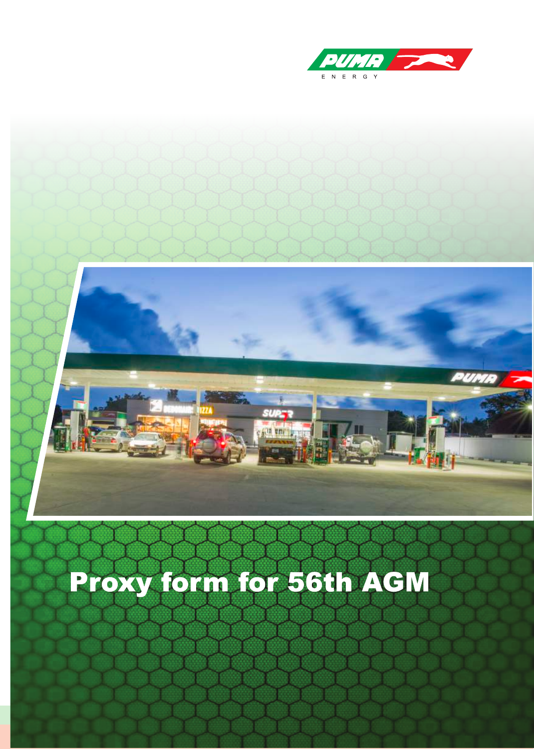# Proxy form for 56th AGM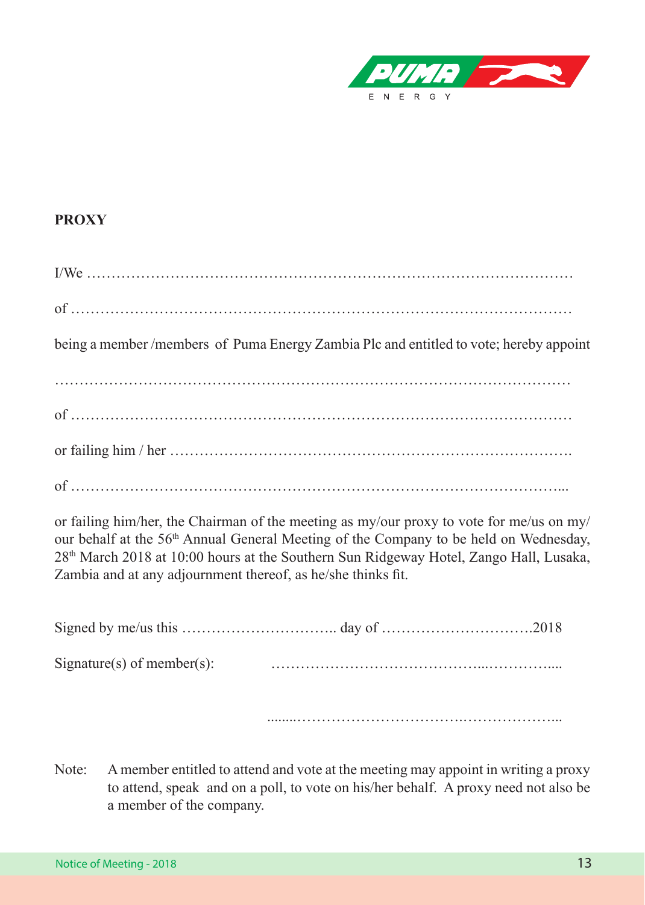## PROXY

I/We ………………………………………………………………………………………

of ………………………………………………………………………………………

being a member /members of Puma Energy Zambia Plc and entitled to vote; hereby appoint

………………………………………………………………………………………

of ………………………………………………………………………………………

or failing him / her ……………………………………………………………………….

of ……………………………………………………………………………………...

or failing him/her, the Chairman of the meeting as my/our proxy to vote for me/us on my/our behalf at the 56th Annual General Meeting of the Company to be held on Wednesday, 28th March 2018 at 10:00 hours at the Southern Sun Ridgeway Hotel, Zango Hall, Lusaka, Zambia and at any adjournment thereof, as he/she thinks fit.

Signed by me/us this ………………………….. day of ………………………….2018

Signature(s) of member(s): ……………………………………...…………....

……..……………………………….………………...

Note: A member entitled to attend and vote at the meeting may appoint in writing a proxy to attend, speak and on a poll, to vote on his/her behalf. A proxy need not also be a member of the company.